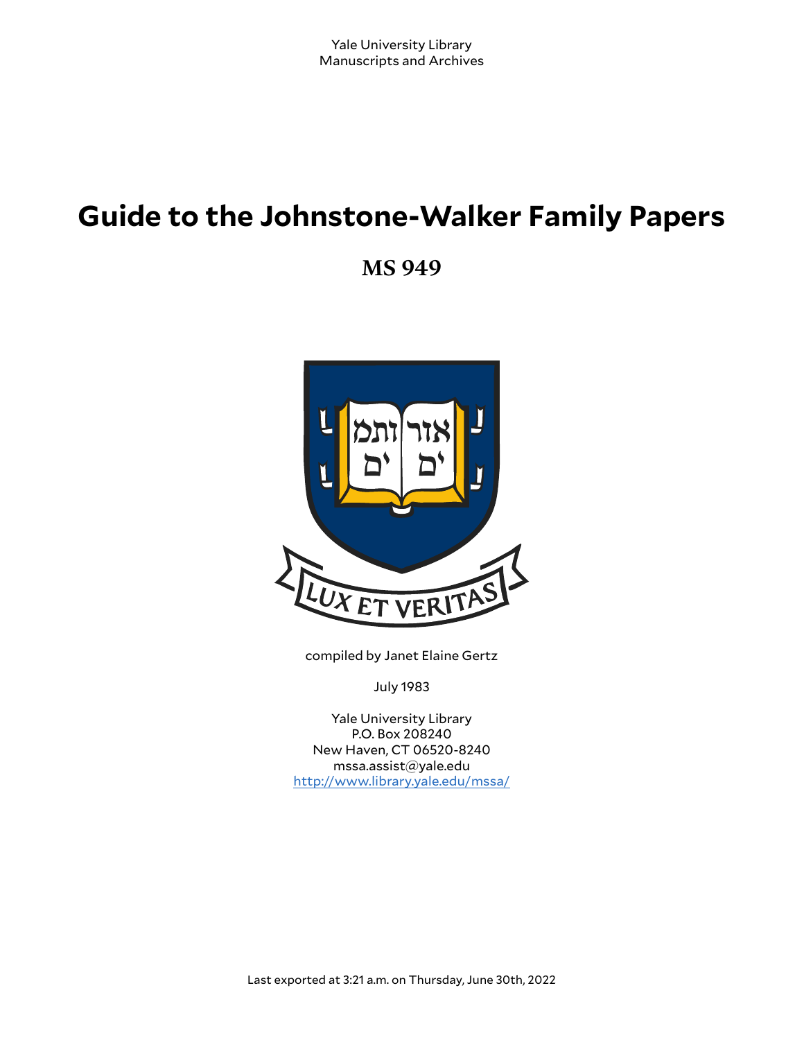Yale University Library
Manuscripts and Archives

# Guide to the Johnstone-Walker Family Papers

## MS 949

compiled by Janet Elaine Gertz

July 1983

Yale University Library
P.O. Box 208240
New Haven, CT 06520-8240
mssa.assist@yale.edu
http://www.library.yale.edu/mssa/

Last exported at 3:21 a.m. on Thursday, June 30th, 2022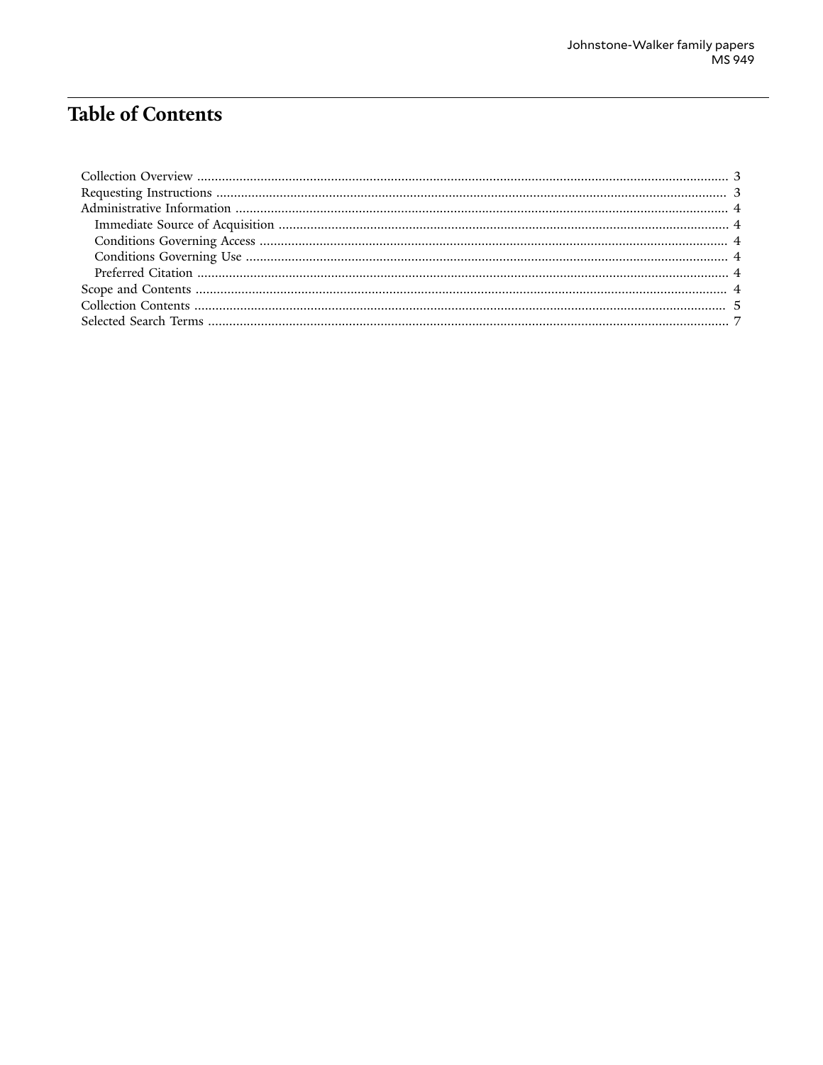# Table of Contents

- Collection Overview .......... 3
- Requesting Instructions .......... 3
- Administrative Information .......... 4
  - Immediate Source of Acquisition .......... 4
  - Conditions Governing Access .......... 4
  - Conditions Governing Use .......... 4
  - Preferred Citation .......... 4
- Scope and Contents .......... 4
- Collection Contents .......... 5
- Selected Search Terms .......... 7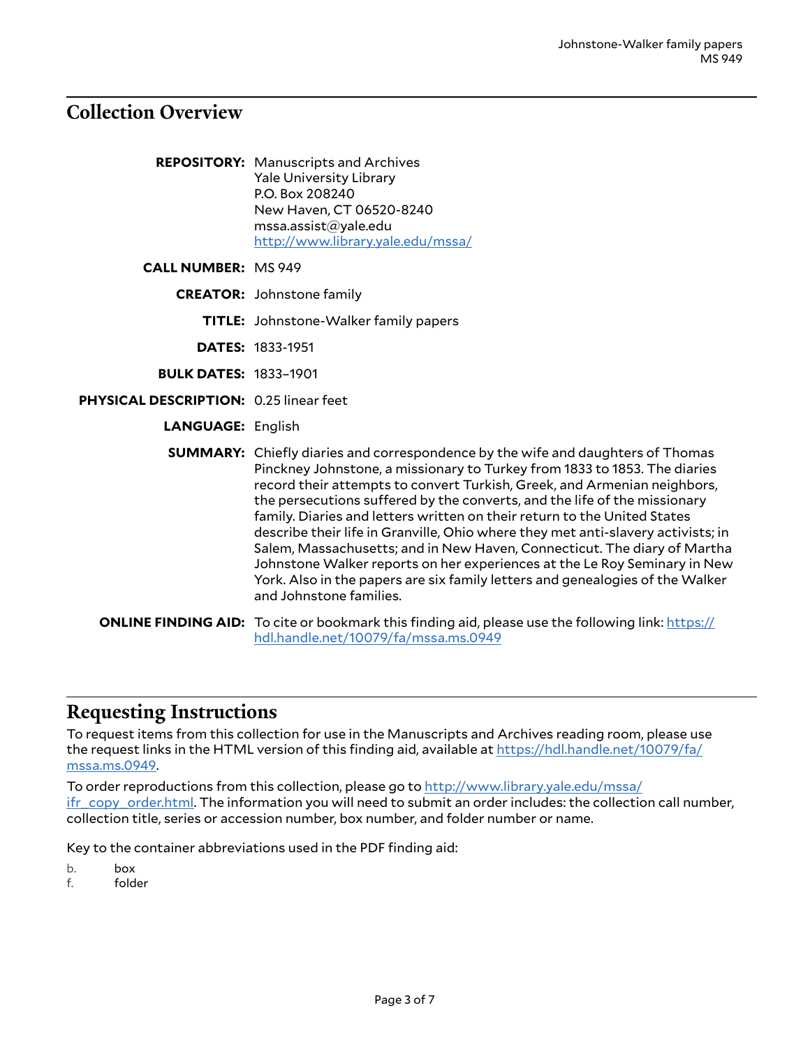## Collection Overview

**REPOSITORY:** Manuscripts and Archives
Yale University Library
P.O. Box 208240
New Haven, CT 06520-8240
mssa.assist@yale.edu
http://www.library.yale.edu/mssa/

**CALL NUMBER:** MS 949

**CREATOR:** Johnstone family

**TITLE:** Johnstone-Walker family papers

**DATES:** 1833-1951

**BULK DATES:** 1833–1901

**PHYSICAL DESCRIPTION:** 0.25 linear feet

**LANGUAGE:** English

**SUMMARY:** Chiefly diaries and correspondence by the wife and daughters of Thomas Pinckney Johnstone, a missionary to Turkey from 1833 to 1853. The diaries record their attempts to convert Turkish, Greek, and Armenian neighbors, the persecutions suffered by the converts, and the life of the missionary family. Diaries and letters written on their return to the United States describe their life in Granville, Ohio where they met anti-slavery activists; in Salem, Massachusetts; and in New Haven, Connecticut. The diary of Martha Johnstone Walker reports on her experiences at the Le Roy Seminary in New York. Also in the papers are six family letters and genealogies of the Walker and Johnstone families.

**ONLINE FINDING AID:** To cite or bookmark this finding aid, please use the following link: https://hdl.handle.net/10079/fa/mssa.ms.0949

## Requesting Instructions

To request items from this collection for use in the Manuscripts and Archives reading room, please use the request links in the HTML version of this finding aid, available at https://hdl.handle.net/10079/fa/mssa.ms.0949.

To order reproductions from this collection, please go to http://www.library.yale.edu/mssa/ifr_copy_order.html. The information you will need to submit an order includes: the collection call number, collection title, series or accession number, box number, and folder number or name.

Key to the container abbreviations used in the PDF finding aid:

b. box
f. folder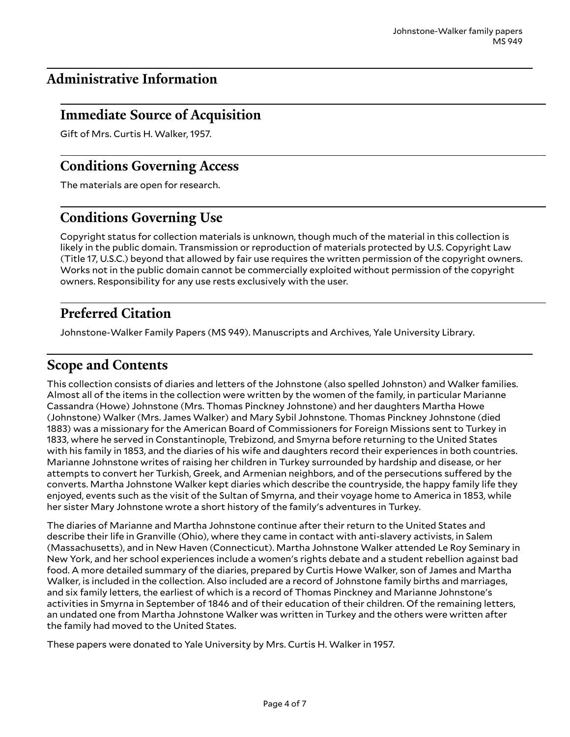## Administrative Information

### Immediate Source of Acquisition

Gift of Mrs. Curtis H. Walker, 1957.

### Conditions Governing Access

The materials are open for research.

### Conditions Governing Use

Copyright status for collection materials is unknown, though much of the material in this collection is likely in the public domain. Transmission or reproduction of materials protected by U.S. Copyright Law (Title 17, U.S.C.) beyond that allowed by fair use requires the written permission of the copyright owners. Works not in the public domain cannot be commercially exploited without permission of the copyright owners. Responsibility for any use rests exclusively with the user.

### Preferred Citation

Johnstone-Walker Family Papers (MS 949). Manuscripts and Archives, Yale University Library.

## Scope and Contents

This collection consists of diaries and letters of the Johnstone (also spelled Johnston) and Walker families. Almost all of the items in the collection were written by the women of the family, in particular Marianne Cassandra (Howe) Johnstone (Mrs. Thomas Pinckney Johnstone) and her daughters Martha Howe (Johnstone) Walker (Mrs. James Walker) and Mary Sybil Johnstone. Thomas Pinckney Johnstone (died 1883) was a missionary for the American Board of Commissioners for Foreign Missions sent to Turkey in 1833, where he served in Constantinople, Trebizond, and Smyrna before returning to the United States with his family in 1853, and the diaries of his wife and daughters record their experiences in both countries. Marianne Johnstone writes of raising her children in Turkey surrounded by hardship and disease, or her attempts to convert her Turkish, Greek, and Armenian neighbors, and of the persecutions suffered by the converts. Martha Johnstone Walker kept diaries which describe the countryside, the happy family life they enjoyed, events such as the visit of the Sultan of Smyrna, and their voyage home to America in 1853, while her sister Mary Johnstone wrote a short history of the family's adventures in Turkey.

The diaries of Marianne and Martha Johnstone continue after their return to the United States and describe their life in Granville (Ohio), where they came in contact with anti-slavery activists, in Salem (Massachusetts), and in New Haven (Connecticut). Martha Johnstone Walker attended Le Roy Seminary in New York, and her school experiences include a women's rights debate and a student rebellion against bad food. A more detailed summary of the diaries, prepared by Curtis Howe Walker, son of James and Martha Walker, is included in the collection. Also included are a record of Johnstone family births and marriages, and six family letters, the earliest of which is a record of Thomas Pinckney and Marianne Johnstone's activities in Smyrna in September of 1846 and of their education of their children. Of the remaining letters, an undated one from Martha Johnstone Walker was written in Turkey and the others were written after the family had moved to the United States.

These papers were donated to Yale University by Mrs. Curtis H. Walker in 1957.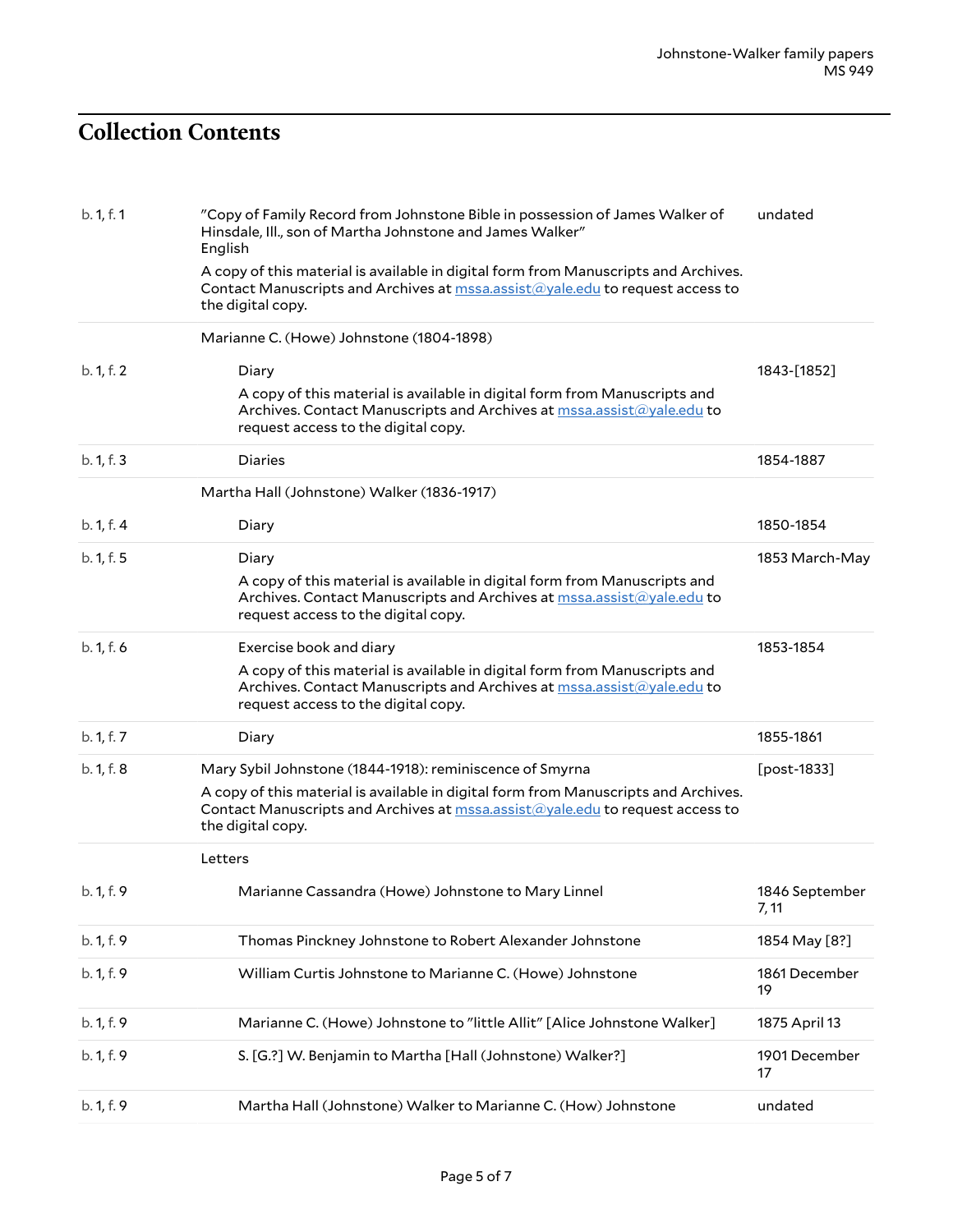## Collection Contents

| | | |
|---|---|---|
| b. 1, f. 1 | "Copy of Family Record from Johnstone Bible in possession of James Walker of Hinsdale, Ill., son of Martha Johnstone and James Walker"<br>English<br>A copy of this material is available in digital form from Manuscripts and Archives. Contact Manuscripts and Archives at mssa.assist@yale.edu to request access to the digital copy. | undated |
| | Marianne C. (Howe) Johnstone (1804-1898) | |
| b. 1, f. 2 | Diary<br>A copy of this material is available in digital form from Manuscripts and Archives. Contact Manuscripts and Archives at mssa.assist@yale.edu to request access to the digital copy. | 1843-[1852] |
| b. 1, f. 3 | Diaries | 1854-1887 |
| | Martha Hall (Johnstone) Walker (1836-1917) | |
| b. 1, f. 4 | Diary | 1850-1854 |
| b. 1, f. 5 | Diary<br>A copy of this material is available in digital form from Manuscripts and Archives. Contact Manuscripts and Archives at mssa.assist@yale.edu to request access to the digital copy. | 1853 March-May |
| b. 1, f. 6 | Exercise book and diary<br>A copy of this material is available in digital form from Manuscripts and Archives. Contact Manuscripts and Archives at mssa.assist@yale.edu to request access to the digital copy. | 1853-1854 |
| b. 1, f. 7 | Diary | 1855-1861 |
| b. 1, f. 8 | Mary Sybil Johnstone (1844-1918): reminiscence of Smyrna<br>A copy of this material is available in digital form from Manuscripts and Archives. Contact Manuscripts and Archives at mssa.assist@yale.edu to request access to the digital copy. | [post-1833] |
| | Letters | |
| b. 1, f. 9 | Marianne Cassandra (Howe) Johnstone to Mary Linnel | 1846 September 7, 11 |
| b. 1, f. 9 | Thomas Pinckney Johnstone to Robert Alexander Johnstone | 1854 May [8?] |
| b. 1, f. 9 | William Curtis Johnstone to Marianne C. (Howe) Johnstone | 1861 December 19 |
| b. 1, f. 9 | Marianne C. (Howe) Johnstone to "little Allit" [Alice Johnstone Walker] | 1875 April 13 |
| b. 1, f. 9 | S. [G.?] W. Benjamin to Martha [Hall (Johnstone) Walker?] | 1901 December 17 |
| b. 1, f. 9 | Martha Hall (Johnstone) Walker to Marianne C. (How) Johnstone | undated |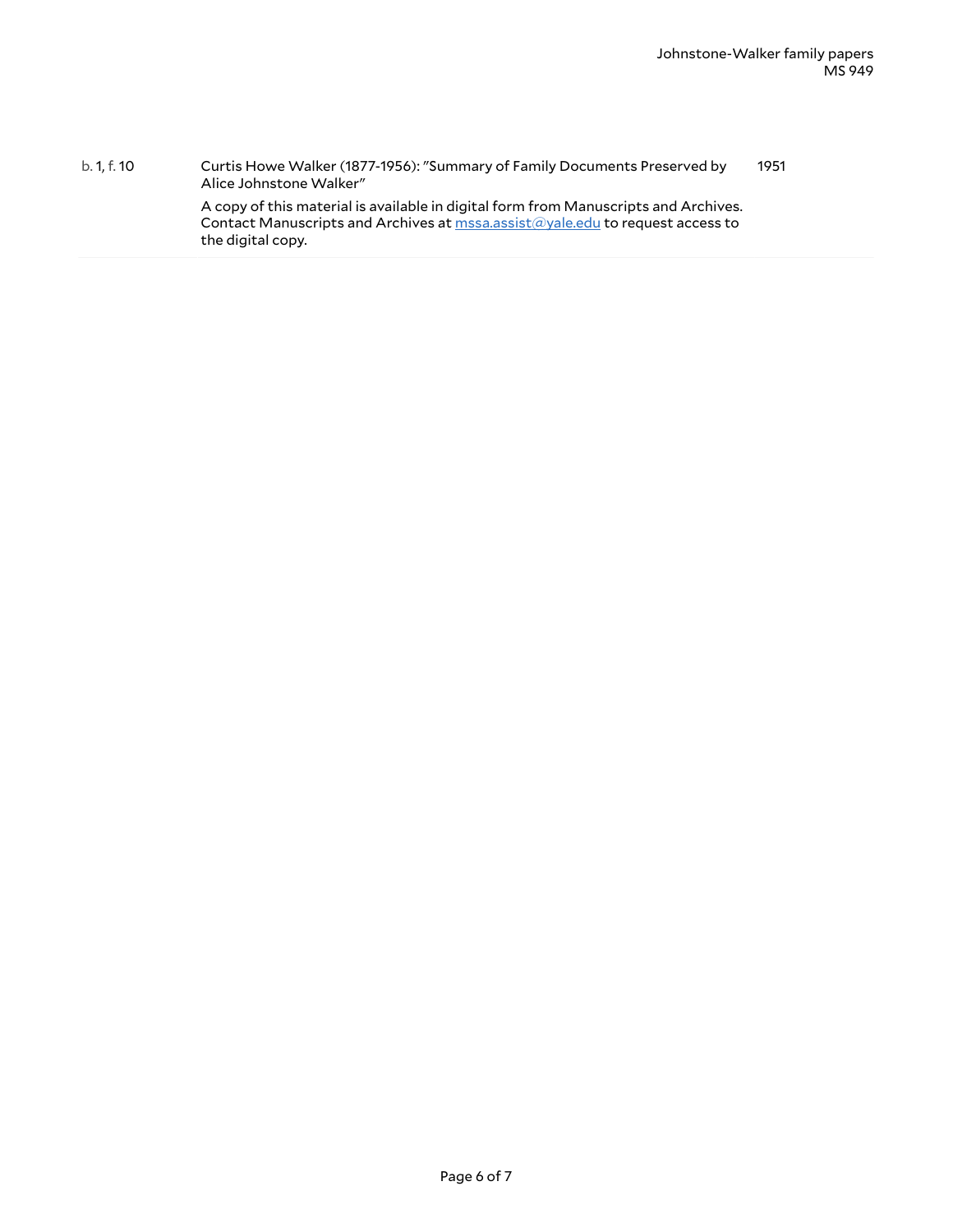| | | |
|---|---|---|
| b. 1, f. 10 | Curtis Howe Walker (1877-1956): "Summary of Family Documents Preserved by Alice Johnstone Walker"<br><br>A copy of this material is available in digital form from Manuscripts and Archives. Contact Manuscripts and Archives at [mssa.assist@yale.edu](mailto:mssa.assist@yale.edu) to request access to the digital copy. | 1951 |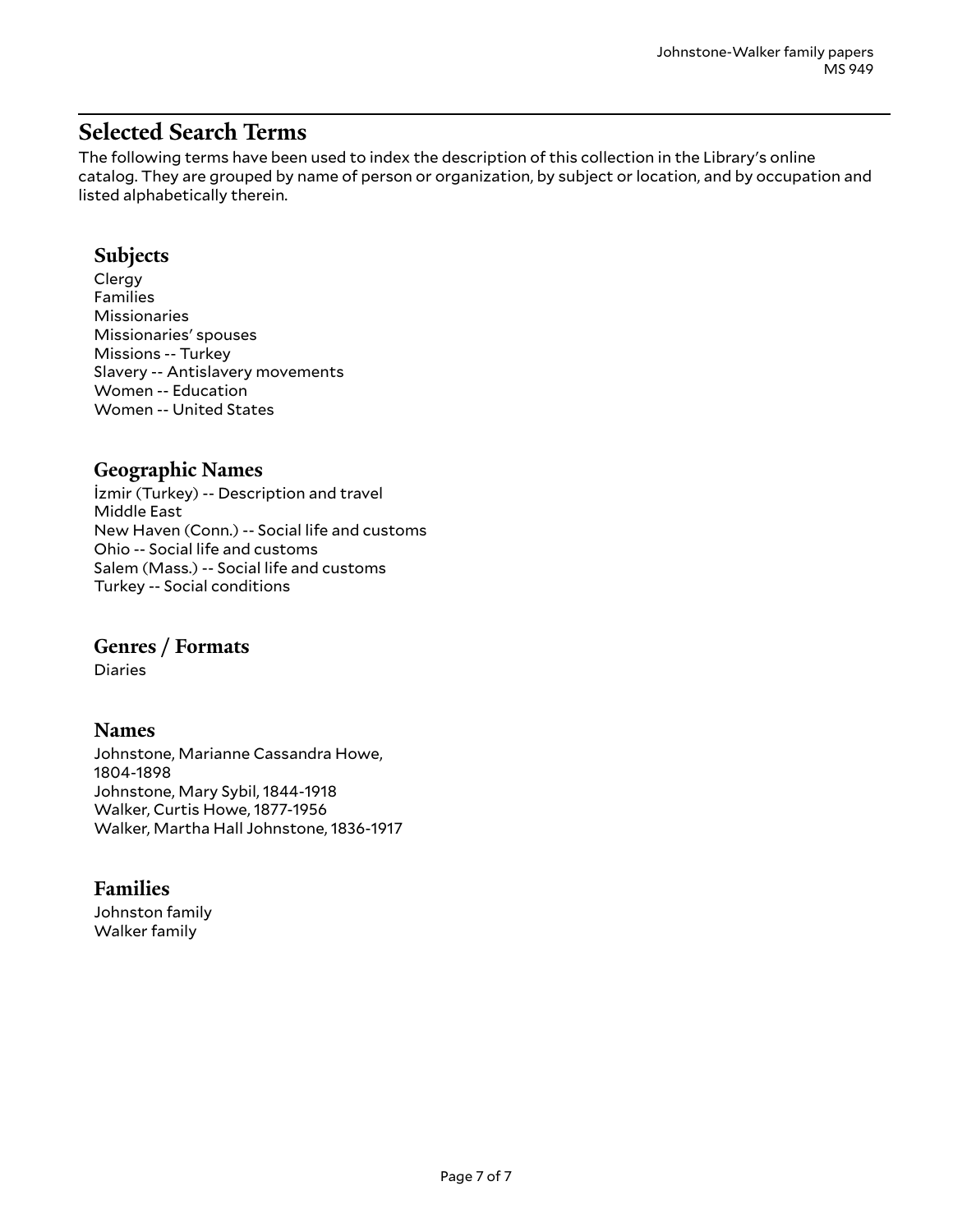## Selected Search Terms

The following terms have been used to index the description of this collection in the Library's online catalog. They are grouped by name of person or organization, by subject or location, and by occupation and listed alphabetically therein.

### Subjects

Clergy
Families
Missionaries
Missionaries' spouses
Missions -- Turkey
Slavery -- Antislavery movements
Women -- Education
Women -- United States

### Geographic Names

İzmir (Turkey) -- Description and travel
Middle East
New Haven (Conn.) -- Social life and customs
Ohio -- Social life and customs
Salem (Mass.) -- Social life and customs
Turkey -- Social conditions

### Genres / Formats

Diaries

### Names

Johnstone, Marianne Cassandra Howe, 1804-1898
Johnstone, Mary Sybil, 1844-1918
Walker, Curtis Howe, 1877-1956
Walker, Martha Hall Johnstone, 1836-1917

### Families

Johnston family
Walker family